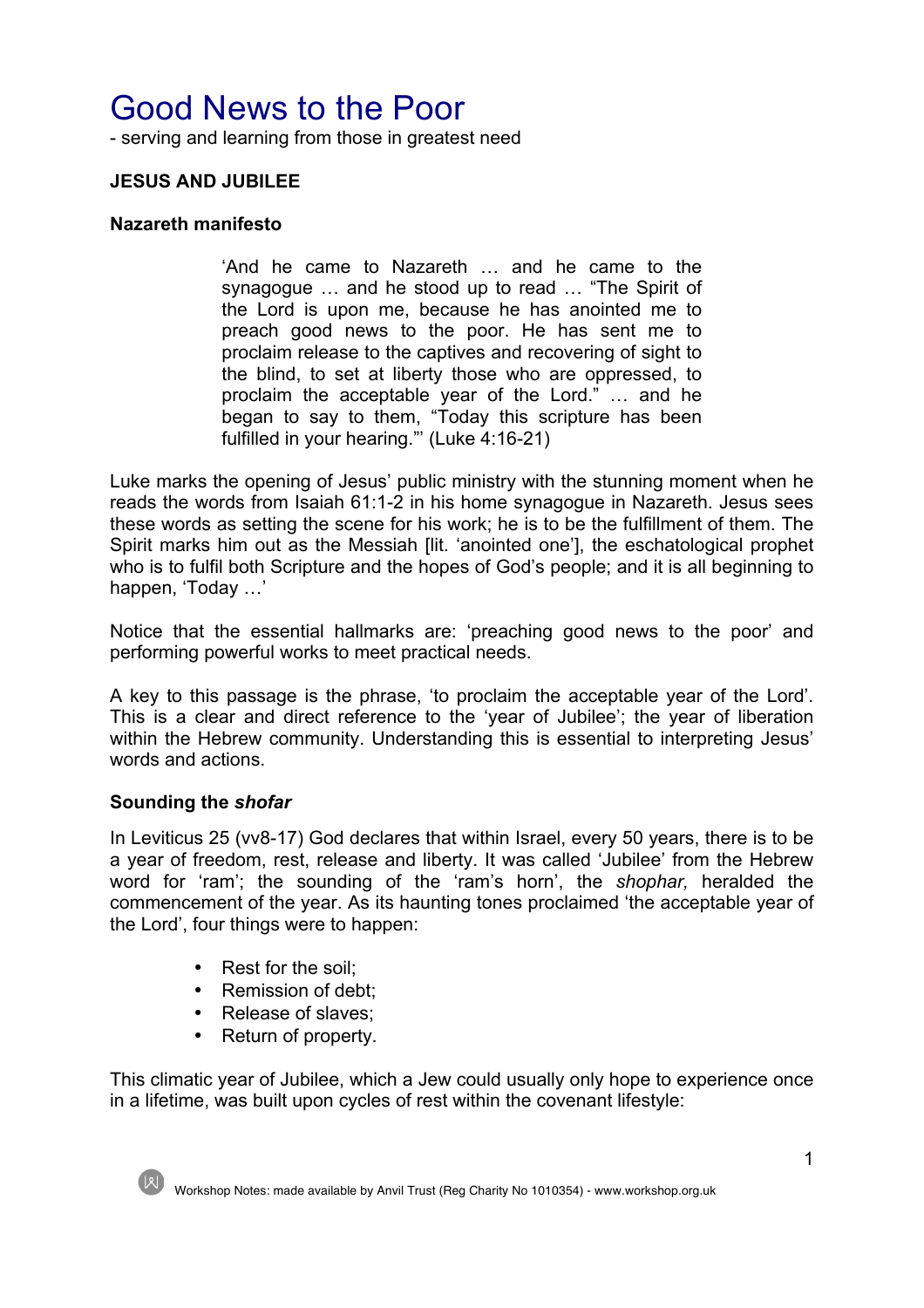# Good News to the Poor

- serving and learning from those in greatest need

**JESUS AND JUBILEE**

**Nazareth manifesto**

> 'And he came to Nazareth … and he came to the synagogue … and he stood up to read … "The Spirit of the Lord is upon me, because he has anointed me to preach good news to the poor. He has sent me to proclaim release to the captives and recovering of sight to the blind, to set at liberty those who are oppressed, to proclaim the acceptable year of the Lord." … and he began to say to them, "Today this scripture has been fulfilled in your hearing."' (Luke 4:16-21)

Luke marks the opening of Jesus' public ministry with the stunning moment when he reads the words from Isaiah 61:1-2 in his home synagogue in Nazareth. Jesus sees these words as setting the scene for his work; he is to be the fulfillment of them. The Spirit marks him out as the Messiah [lit. 'anointed one'], the eschatological prophet who is to fulfil both Scripture and the hopes of God's people; and it is all beginning to happen, 'Today …'

Notice that the essential hallmarks are: 'preaching good news to the poor' and performing powerful works to meet practical needs.

A key to this passage is the phrase, 'to proclaim the acceptable year of the Lord'. This is a clear and direct reference to the 'year of Jubilee'; the year of liberation within the Hebrew community. Understanding this is essential to interpreting Jesus' words and actions.

**Sounding the *shofar***

In Leviticus 25 (vv8-17) God declares that within Israel, every 50 years, there is to be a year of freedom, rest, release and liberty. It was called 'Jubilee' from the Hebrew word for 'ram'; the sounding of the 'ram's horn', the *shophar,* heralded the commencement of the year. As its haunting tones proclaimed 'the acceptable year of the Lord', four things were to happen:

- Rest for the soil;
- Remission of debt;
- Release of slaves;
- Return of property.

This climatic year of Jubilee, which a Jew could usually only hope to experience once in a lifetime, was built upon cycles of rest within the covenant lifestyle: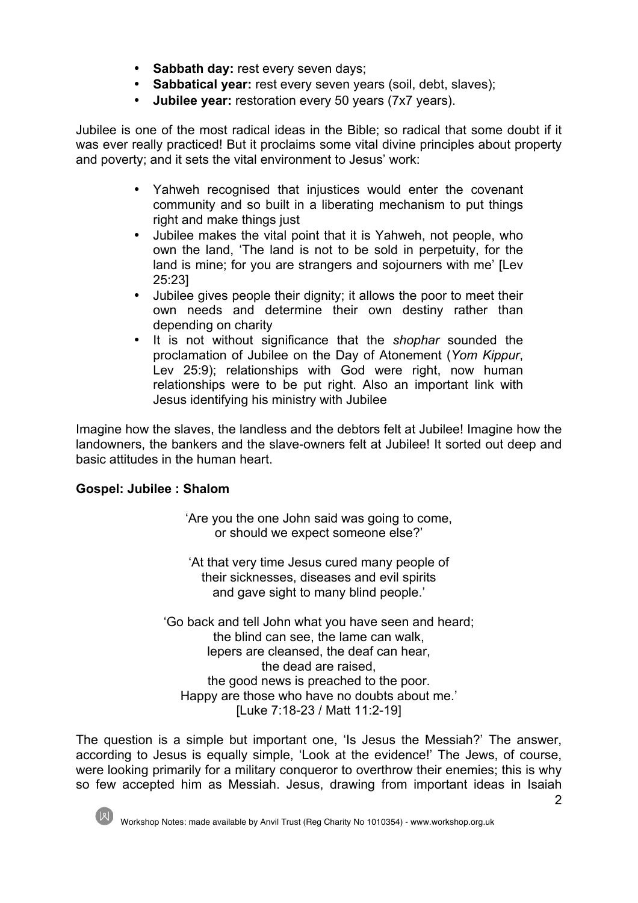- **Sabbath day:** rest every seven days;
- **Sabbatical year:** rest every seven years (soil, debt, slaves);
- **Jubilee year:** restoration every 50 years (7x7 years).

Jubilee is one of the most radical ideas in the Bible; so radical that some doubt if it was ever really practiced! But it proclaims some vital divine principles about property and poverty; and it sets the vital environment to Jesus' work:

- Yahweh recognised that injustices would enter the covenant community and so built in a liberating mechanism to put things right and make things just
- Jubilee makes the vital point that it is Yahweh, not people, who own the land, 'The land is not to be sold in perpetuity, for the land is mine; for you are strangers and sojourners with me' [Lev 25:23]
- Jubilee gives people their dignity; it allows the poor to meet their own needs and determine their own destiny rather than depending on charity
- It is not without significance that the *shophar* sounded the proclamation of Jubilee on the Day of Atonement (*Yom Kippur*, Lev 25:9); relationships with God were right, now human relationships were to be put right. Also an important link with Jesus identifying his ministry with Jubilee

Imagine how the slaves, the landless and the debtors felt at Jubilee! Imagine how the landowners, the bankers and the slave-owners felt at Jubilee! It sorted out deep and basic attitudes in the human heart.

**Gospel: Jubilee : Shalom**

'Are you the one John said was going to come,
or should we expect someone else?'

'At that very time Jesus cured many people of
their sicknesses, diseases and evil spirits
and gave sight to many blind people.'

'Go back and tell John what you have seen and heard;
the blind can see, the lame can walk,
lepers are cleansed, the deaf can hear,
the dead are raised,
the good news is preached to the poor.
Happy are those who have no doubts about me.'
[Luke 7:18-23 / Matt 11:2-19]

The question is a simple but important one, 'Is Jesus the Messiah?' The answer, according to Jesus is equally simple, 'Look at the evidence!' The Jews, of course, were looking primarily for a military conqueror to overthrow their enemies; this is why so few accepted him as Messiah. Jesus, drawing from important ideas in Isaiah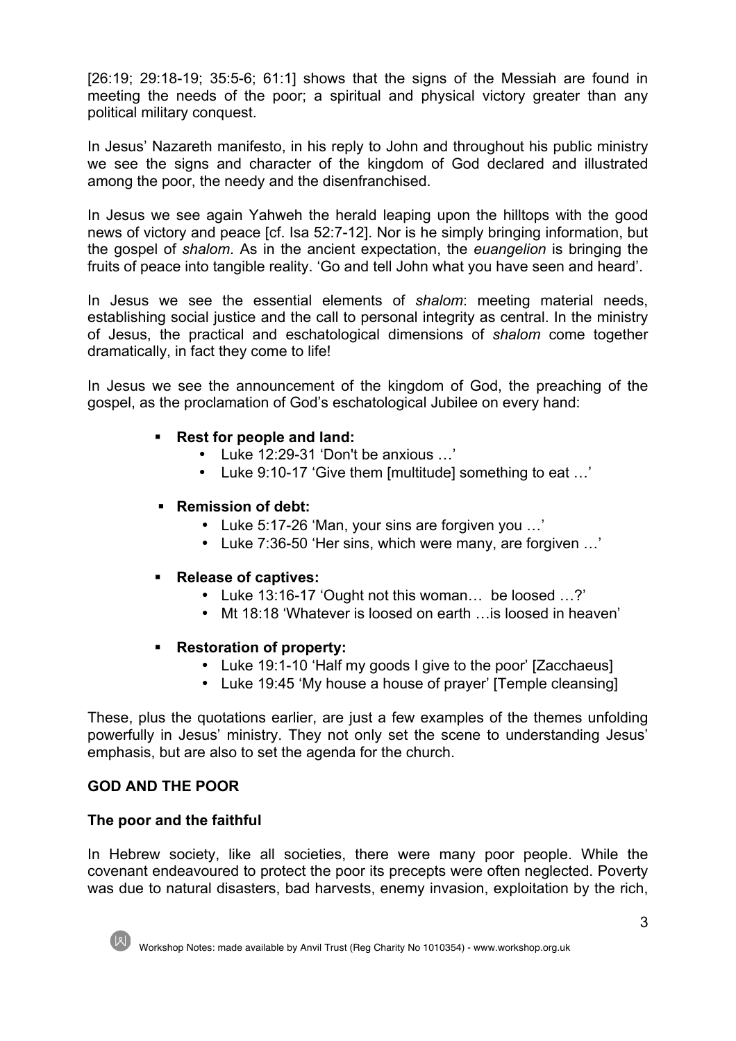[26:19; 29:18-19; 35:5-6; 61:1] shows that the signs of the Messiah are found in meeting the needs of the poor; a spiritual and physical victory greater than any political military conquest.

In Jesus' Nazareth manifesto, in his reply to John and throughout his public ministry we see the signs and character of the kingdom of God declared and illustrated among the poor, the needy and the disenfranchised.

In Jesus we see again Yahweh the herald leaping upon the hilltops with the good news of victory and peace [cf. Isa 52:7-12]. Nor is he simply bringing information, but the gospel of *shalom*. As in the ancient expectation, the *euangelion* is bringing the fruits of peace into tangible reality. 'Go and tell John what you have seen and heard'.

In Jesus we see the essential elements of *shalom*: meeting material needs, establishing social justice and the call to personal integrity as central. In the ministry of Jesus, the practical and eschatological dimensions of *shalom* come together dramatically, in fact they come to life!

In Jesus we see the announcement of the kingdom of God, the preaching of the gospel, as the proclamation of God's eschatological Jubilee on every hand:

- **Rest for people and land:**
  - Luke 12:29-31 'Don't be anxious …'
  - Luke 9:10-17 'Give them [multitude] something to eat …'
- **Remission of debt:**
  - Luke 5:17-26 'Man, your sins are forgiven you …'
  - Luke 7:36-50 'Her sins, which were many, are forgiven …'
- **Release of captives:**
  - Luke 13:16-17 'Ought not this woman… be loosed …?'
  - Mt 18:18 'Whatever is loosed on earth …is loosed in heaven'
- **Restoration of property:**
  - Luke 19:1-10 'Half my goods I give to the poor' [Zacchaeus]
  - Luke 19:45 'My house a house of prayer' [Temple cleansing]

These, plus the quotations earlier, are just a few examples of the themes unfolding powerfully in Jesus' ministry. They not only set the scene to understanding Jesus' emphasis, but are also to set the agenda for the church.

## GOD AND THE POOR

### The poor and the faithful

In Hebrew society, like all societies, there were many poor people. While the covenant endeavoured to protect the poor its precepts were often neglected. Poverty was due to natural disasters, bad harvests, enemy invasion, exploitation by the rich,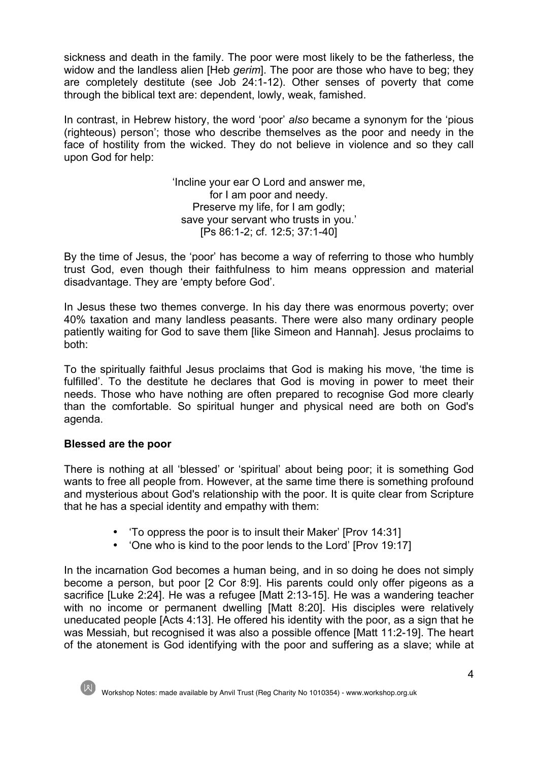sickness and death in the family. The poor were most likely to be the fatherless, the widow and the landless alien [Heb *gerim*]. The poor are those who have to beg; they are completely destitute (see Job 24:1-12). Other senses of poverty that come through the biblical text are: dependent, lowly, weak, famished.

In contrast, in Hebrew history, the word 'poor' *also* became a synonym for the 'pious (righteous) person'; those who describe themselves as the poor and needy in the face of hostility from the wicked. They do not believe in violence and so they call upon God for help:

> 'Incline your ear O Lord and answer me,
> for I am poor and needy.
> Preserve my life, for I am godly;
> save your servant who trusts in you.'
> [Ps 86:1-2; cf. 12:5; 37:1-40]

By the time of Jesus, the 'poor' has become a way of referring to those who humbly trust God, even though their faithfulness to him means oppression and material disadvantage. They are 'empty before God'.

In Jesus these two themes converge. In his day there was enormous poverty; over 40% taxation and many landless peasants. There were also many ordinary people patiently waiting for God to save them [like Simeon and Hannah]. Jesus proclaims to both:

To the spiritually faithful Jesus proclaims that God is making his move, 'the time is fulfilled'. To the destitute he declares that God is moving in power to meet their needs. Those who have nothing are often prepared to recognise God more clearly than the comfortable. So spiritual hunger and physical need are both on God's agenda.

**Blessed are the poor**

There is nothing at all 'blessed' or 'spiritual' about being poor; it is something God wants to free all people from. However, at the same time there is something profound and mysterious about God's relationship with the poor. It is quite clear from Scripture that he has a special identity and empathy with them:

- 'To oppress the poor is to insult their Maker' [Prov 14:31]
- 'One who is kind to the poor lends to the Lord' [Prov 19:17]

In the incarnation God becomes a human being, and in so doing he does not simply become a person, but poor [2 Cor 8:9]. His parents could only offer pigeons as a sacrifice [Luke 2:24]. He was a refugee [Matt 2:13-15]. He was a wandering teacher with no income or permanent dwelling [Matt 8:20]. His disciples were relatively uneducated people [Acts 4:13]. He offered his identity with the poor, as a sign that he was Messiah, but recognised it was also a possible offence [Matt 11:2-19]. The heart of the atonement is God identifying with the poor and suffering as a slave; while at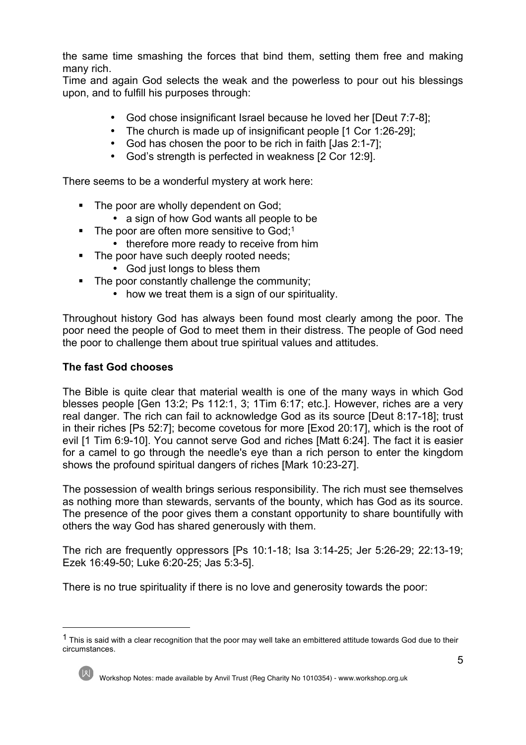the same time smashing the forces that bind them, setting them free and making many rich.

Time and again God selects the weak and the powerless to pour out his blessings upon, and to fulfill his purposes through:

- God chose insignificant Israel because he loved her [Deut 7:7-8];
- The church is made up of insignificant people [1 Cor 1:26-29];
- God has chosen the poor to be rich in faith [Jas 2:1-7];
- God's strength is perfected in weakness [2 Cor 12:9].

There seems to be a wonderful mystery at work here:

- The poor are wholly dependent on God;
  - a sign of how God wants all people to be
- The poor are often more sensitive to God;[1]
  - therefore more ready to receive from him
- The poor have such deeply rooted needs;
  - God just longs to bless them
- The poor constantly challenge the community;
  - how we treat them is a sign of our spirituality.

Throughout history God has always been found most clearly among the poor. The poor need the people of God to meet them in their distress. The people of God need the poor to challenge them about true spiritual values and attitudes.

**The fast God chooses**

The Bible is quite clear that material wealth is one of the many ways in which God blesses people [Gen 13:2; Ps 112:1, 3; 1Tim 6:17; etc.]. However, riches are a very real danger. The rich can fail to acknowledge God as its source [Deut 8:17-18]; trust in their riches [Ps 52:7]; become covetous for more [Exod 20:17], which is the root of evil [1 Tim 6:9-10]. You cannot serve God and riches [Matt 6:24]. The fact it is easier for a camel to go through the needle's eye than a rich person to enter the kingdom shows the profound spiritual dangers of riches [Mark 10:23-27].

The possession of wealth brings serious responsibility. The rich must see themselves as nothing more than stewards, servants of the bounty, which has God as its source. The presence of the poor gives them a constant opportunity to share bountifully with others the way God has shared generously with them.

The rich are frequently oppressors [Ps 10:1-18; Isa 3:14-25; Jer 5:26-29; 22:13-19; Ezek 16:49-50; Luke 6:20-25; Jas 5:3-5].

There is no true spirituality if there is no love and generosity towards the poor:

---

[1] This is said with a clear recognition that the poor may well take an embittered attitude towards God due to their circumstances.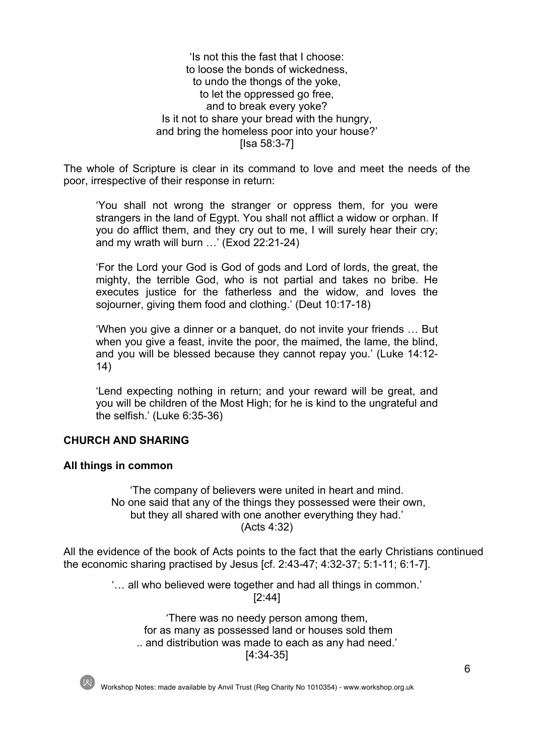'Is not this the fast that I choose:
to loose the bonds of wickedness,
to undo the thongs of the yoke,
to let the oppressed go free,
and to break every yoke?
Is it not to share your bread with the hungry,
and bring the homeless poor into your house?'
[Isa 58:3-7]

The whole of Scripture is clear in its command to love and meet the needs of the poor, irrespective of their response in return:

> 'You shall not wrong the stranger or oppress them, for you were strangers in the land of Egypt. You shall not afflict a widow or orphan. If you do afflict them, and they cry out to me, I will surely hear their cry; and my wrath will burn …' (Exod 22:21-24)
>
> 'For the Lord your God is God of gods and Lord of lords, the great, the mighty, the terrible God, who is not partial and takes no bribe. He executes justice for the fatherless and the widow, and loves the sojourner, giving them food and clothing.' (Deut 10:17-18)
>
> 'When you give a dinner or a banquet, do not invite your friends … But when you give a feast, invite the poor, the maimed, the lame, the blind, and you will be blessed because they cannot repay you.' (Luke 14:12-14)
>
> 'Lend expecting nothing in return; and your reward will be great, and you will be children of the Most High; for he is kind to the ungrateful and the selfish.' (Luke 6:35-36)

## CHURCH AND SHARING

### All things in common

'The company of believers were united in heart and mind.
No one said that any of the things they possessed were their own,
but they all shared with one another everything they had.'
(Acts 4:32)

All the evidence of the book of Acts points to the fact that the early Christians continued the economic sharing practised by Jesus [cf. 2:43-47; 4:32-37; 5:1-11; 6:1-7].

'… all who believed were together and had all things in common.'
[2:44]

'There was no needy person among them,
for as many as possessed land or houses sold them
.. and distribution was made to each as any had need.'
[4:34-35]

Workshop Notes: made available by Anvil Trust (Reg Charity No 1010354) - www.workshop.org.uk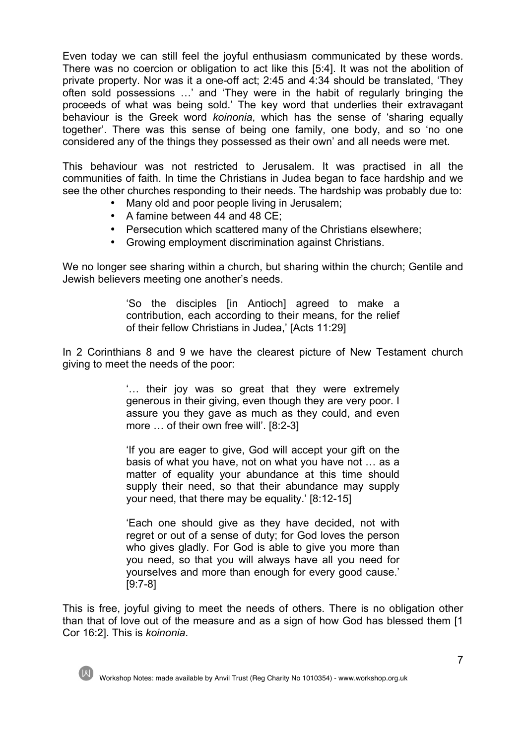Even today we can still feel the joyful enthusiasm communicated by these words. There was no coercion or obligation to act like this [5:4]. It was not the abolition of private property. Nor was it a one-off act; 2:45 and 4:34 should be translated, 'They often sold possessions …' and 'They were in the habit of regularly bringing the proceeds of what was being sold.' The key word that underlies their extravagant behaviour is the Greek word *koinonia*, which has the sense of 'sharing equally together'. There was this sense of being one family, one body, and so 'no one considered any of the things they possessed as their own' and all needs were met.

This behaviour was not restricted to Jerusalem. It was practised in all the communities of faith. In time the Christians in Judea began to face hardship and we see the other churches responding to their needs. The hardship was probably due to:

- Many old and poor people living in Jerusalem;
- A famine between 44 and 48 CE;
- Persecution which scattered many of the Christians elsewhere;
- Growing employment discrimination against Christians.

We no longer see sharing within a church, but sharing within the church; Gentile and Jewish believers meeting one another's needs.

> 'So the disciples [in Antioch] agreed to make a contribution, each according to their means, for the relief of their fellow Christians in Judea,' [Acts 11:29]

In 2 Corinthians 8 and 9 we have the clearest picture of New Testament church giving to meet the needs of the poor:

> '… their joy was so great that they were extremely generous in their giving, even though they are very poor. I assure you they gave as much as they could, and even more … of their own free will'. [8:2-3]
>
> 'If you are eager to give, God will accept your gift on the basis of what you have, not on what you have not … as a matter of equality your abundance at this time should supply their need, so that their abundance may supply your need, that there may be equality.' [8:12-15]
>
> 'Each one should give as they have decided, not with regret or out of a sense of duty; for God loves the person who gives gladly. For God is able to give you more than you need, so that you will always have all you need for yourselves and more than enough for every good cause.' [9:7-8]

This is free, joyful giving to meet the needs of others. There is no obligation other than that of love out of the measure and as a sign of how God has blessed them [1 Cor 16:2]. This is *koinonia*.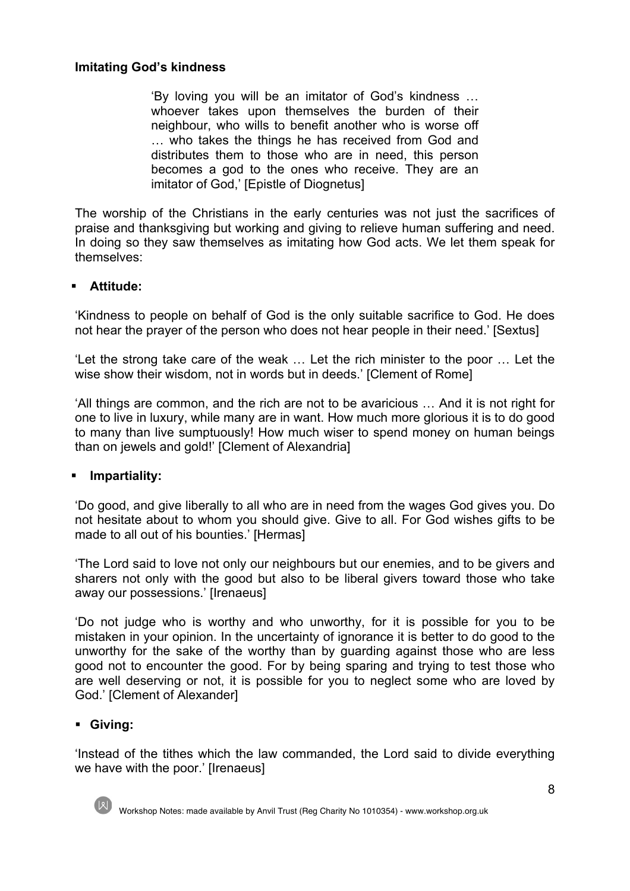**Imitating God's kindness**

> 'By loving you will be an imitator of God's kindness … whoever takes upon themselves the burden of their neighbour, who wills to benefit another who is worse off … who takes the things he has received from God and distributes them to those who are in need, this person becomes a god to the ones who receive. They are an imitator of God,' [Epistle of Diognetus]

The worship of the Christians in the early centuries was not just the sacrifices of praise and thanksgiving but working and giving to relieve human suffering and need. In doing so they saw themselves as imitating how God acts. We let them speak for themselves:

- **Attitude:**

'Kindness to people on behalf of God is the only suitable sacrifice to God. He does not hear the prayer of the person who does not hear people in their need.' [Sextus]

'Let the strong take care of the weak … Let the rich minister to the poor … Let the wise show their wisdom, not in words but in deeds.' [Clement of Rome]

'All things are common, and the rich are not to be avaricious … And it is not right for one to live in luxury, while many are in want. How much more glorious it is to do good to many than live sumptuously! How much wiser to spend money on human beings than on jewels and gold!' [Clement of Alexandria]

- **Impartiality:**

'Do good, and give liberally to all who are in need from the wages God gives you. Do not hesitate about to whom you should give. Give to all. For God wishes gifts to be made to all out of his bounties.' [Hermas]

'The Lord said to love not only our neighbours but our enemies, and to be givers and sharers not only with the good but also to be liberal givers toward those who take away our possessions.' [Irenaeus]

'Do not judge who is worthy and who unworthy, for it is possible for you to be mistaken in your opinion. In the uncertainty of ignorance it is better to do good to the unworthy for the sake of the worthy than by guarding against those who are less good not to encounter the good. For by being sparing and trying to test those who are well deserving or not, it is possible for you to neglect some who are loved by God.' [Clement of Alexander]

- **Giving:**

'Instead of the tithes which the law commanded, the Lord said to divide everything we have with the poor.' [Irenaeus]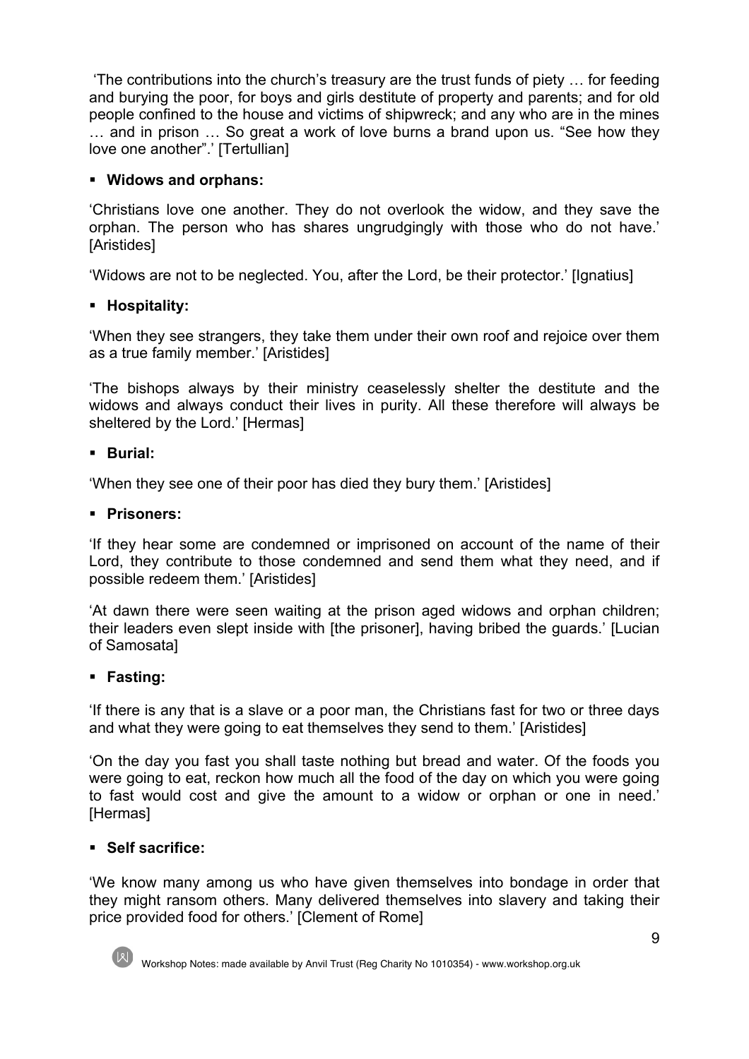'The contributions into the church's treasury are the trust funds of piety … for feeding and burying the poor, for boys and girls destitute of property and parents; and for old people confined to the house and victims of shipwreck; and any who are in the mines … and in prison … So great a work of love burns a brand upon us. "See how they love one another".' [Tertullian]

- **Widows and orphans:**

'Christians love one another. They do not overlook the widow, and they save the orphan. The person who has shares ungrudgingly with those who do not have.' [Aristides]

'Widows are not to be neglected. You, after the Lord, be their protector.' [Ignatius]

- **Hospitality:**

'When they see strangers, they take them under their own roof and rejoice over them as a true family member.' [Aristides]

'The bishops always by their ministry ceaselessly shelter the destitute and the widows and always conduct their lives in purity. All these therefore will always be sheltered by the Lord.' [Hermas]

- **Burial:**

'When they see one of their poor has died they bury them.' [Aristides]

- **Prisoners:**

'If they hear some are condemned or imprisoned on account of the name of their Lord, they contribute to those condemned and send them what they need, and if possible redeem them.' [Aristides]

'At dawn there were seen waiting at the prison aged widows and orphan children; their leaders even slept inside with [the prisoner], having bribed the guards.' [Lucian of Samosata]

- **Fasting:**

'If there is any that is a slave or a poor man, the Christians fast for two or three days and what they were going to eat themselves they send to them.' [Aristides]

'On the day you fast you shall taste nothing but bread and water. Of the foods you were going to eat, reckon how much all the food of the day on which you were going to fast would cost and give the amount to a widow or orphan or one in need.' [Hermas]

- **Self sacrifice:**

'We know many among us who have given themselves into bondage in order that they might ransom others. Many delivered themselves into slavery and taking their price provided food for others.' [Clement of Rome]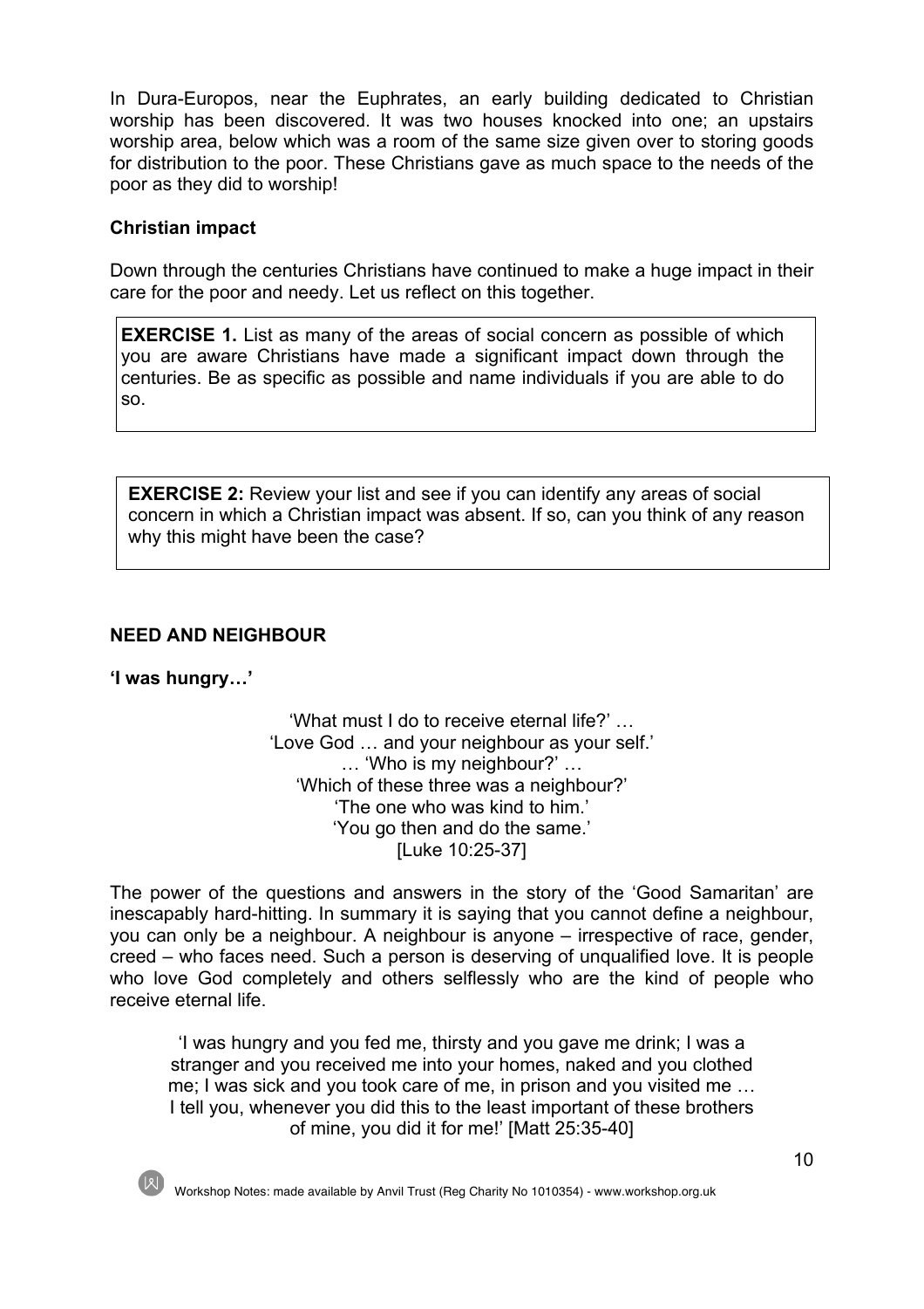In Dura-Europos, near the Euphrates, an early building dedicated to Christian worship has been discovered. It was two houses knocked into one; an upstairs worship area, below which was a room of the same size given over to storing goods for distribution to the poor. These Christians gave as much space to the needs of the poor as they did to worship!

### Christian impact

Down through the centuries Christians have continued to make a huge impact in their care for the poor and needy. Let us reflect on this together.

> **EXERCISE 1.** List as many of the areas of social concern as possible of which you are aware Christians have made a significant impact down through the centuries. Be as specific as possible and name individuals if you are able to do so.

> **EXERCISE 2:** Review your list and see if you can identify any areas of social concern in which a Christian impact was absent. If so, can you think of any reason why this might have been the case?

## NEED AND NEIGHBOUR

### 'I was hungry…'

> 'What must I do to receive eternal life?' …
> 'Love God … and your neighbour as your self.'
> … 'Who is my neighbour?' …
> 'Which of these three was a neighbour?'
> 'The one who was kind to him.'
> 'You go then and do the same.'
> [Luke 10:25-37]

The power of the questions and answers in the story of the 'Good Samaritan' are inescapably hard-hitting. In summary it is saying that you cannot define a neighbour, you can only be a neighbour. A neighbour is anyone – irrespective of race, gender, creed – who faces need. Such a person is deserving of unqualified love. It is people who love God completely and others selflessly who are the kind of people who receive eternal life.

> 'I was hungry and you fed me, thirsty and you gave me drink; I was a stranger and you received me into your homes, naked and you clothed me; I was sick and you took care of me, in prison and you visited me … I tell you, whenever you did this to the least important of these brothers of mine, you did it for me!' [Matt 25:35-40]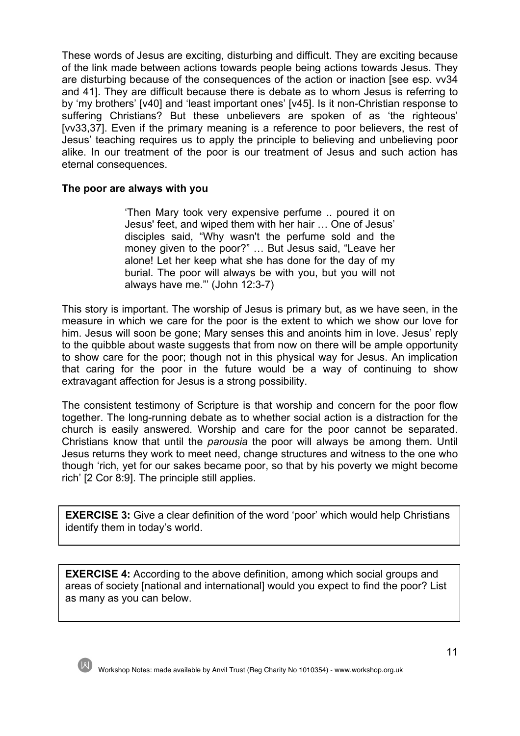These words of Jesus are exciting, disturbing and difficult. They are exciting because of the link made between actions towards people being actions towards Jesus. They are disturbing because of the consequences of the action or inaction [see esp. vv34 and 41]. They are difficult because there is debate as to whom Jesus is referring to by 'my brothers' [v40] and 'least important ones' [v45]. Is it non-Christian response to suffering Christians? But these unbelievers are spoken of as 'the righteous' [vv33,37]. Even if the primary meaning is a reference to poor believers, the rest of Jesus' teaching requires us to apply the principle to believing and unbelieving poor alike. In our treatment of the poor is our treatment of Jesus and such action has eternal consequences.

**The poor are always with you**

> 'Then Mary took very expensive perfume .. poured it on Jesus' feet, and wiped them with her hair … One of Jesus' disciples said, "Why wasn't the perfume sold and the money given to the poor?" … But Jesus said, "Leave her alone! Let her keep what she has done for the day of my burial. The poor will always be with you, but you will not always have me."' (John 12:3-7)

This story is important. The worship of Jesus is primary but, as we have seen, in the measure in which we care for the poor is the extent to which we show our love for him. Jesus will soon be gone; Mary senses this and anoints him in love. Jesus' reply to the quibble about waste suggests that from now on there will be ample opportunity to show care for the poor; though not in this physical way for Jesus. An implication that caring for the poor in the future would be a way of continuing to show extravagant affection for Jesus is a strong possibility.

The consistent testimony of Scripture is that worship and concern for the poor flow together. The long-running debate as to whether social action is a distraction for the church is easily answered. Worship and care for the poor cannot be separated. Christians know that until the *parousia* the poor will always be among them. Until Jesus returns they work to meet need, change structures and witness to the one who though 'rich, yet for our sakes became poor, so that by his poverty we might become rich' [2 Cor 8:9]. The principle still applies.

**EXERCISE 3:** Give a clear definition of the word 'poor' which would help Christians identify them in today's world.

**EXERCISE 4:** According to the above definition, among which social groups and areas of society [national and international] would you expect to find the poor? List as many as you can below.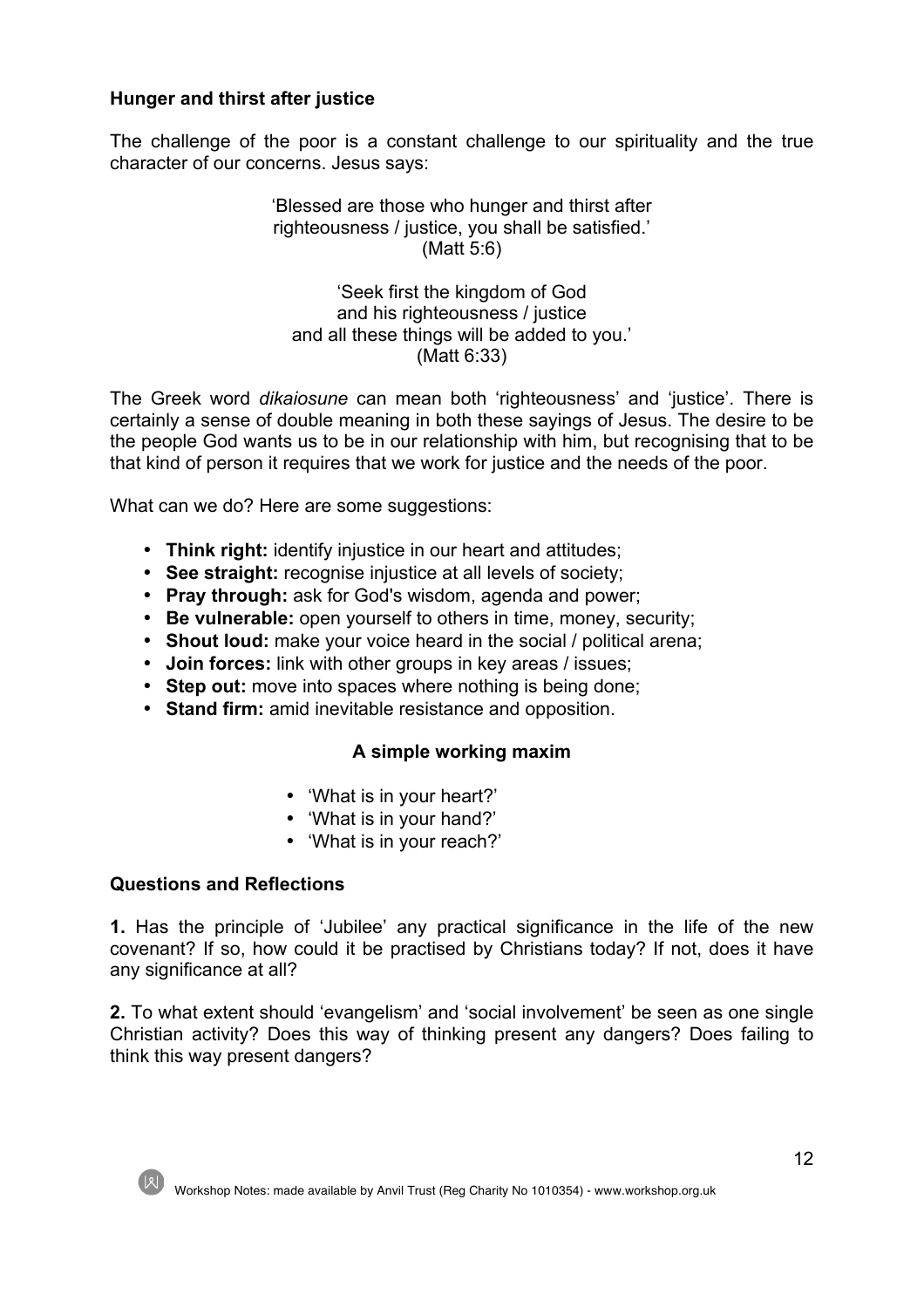### Hunger and thirst after justice

The challenge of the poor is a constant challenge to our spirituality and the true character of our concerns. Jesus says:

> 'Blessed are those who hunger and thirst after righteousness / justice, you shall be satisfied.'
> (Matt 5:6)

> 'Seek first the kingdom of God
> and his righteousness / justice
> and all these things will be added to you.'
> (Matt 6:33)

The Greek word *dikaiosune* can mean both 'righteousness' and 'justice'. There is certainly a sense of double meaning in both these sayings of Jesus. The desire to be the people God wants us to be in our relationship with him, but recognising that to be that kind of person it requires that we work for justice and the needs of the poor.

What can we do? Here are some suggestions:

- **Think right:** identify injustice in our heart and attitudes;
- **See straight:** recognise injustice at all levels of society;
- **Pray through:** ask for God's wisdom, agenda and power;
- **Be vulnerable:** open yourself to others in time, money, security;
- **Shout loud:** make your voice heard in the social / political arena;
- **Join forces:** link with other groups in key areas / issues;
- **Step out:** move into spaces where nothing is being done;
- **Stand firm:** amid inevitable resistance and opposition.

**A simple working maxim**

- 'What is in your heart?'
- 'What is in your hand?'
- 'What is in your reach?'

### Questions and Reflections

**1.** Has the principle of 'Jubilee' any practical significance in the life of the new covenant? If so, how could it be practised by Christians today? If not, does it have any significance at all?

**2.** To what extent should 'evangelism' and 'social involvement' be seen as one single Christian activity? Does this way of thinking present any dangers? Does failing to think this way present dangers?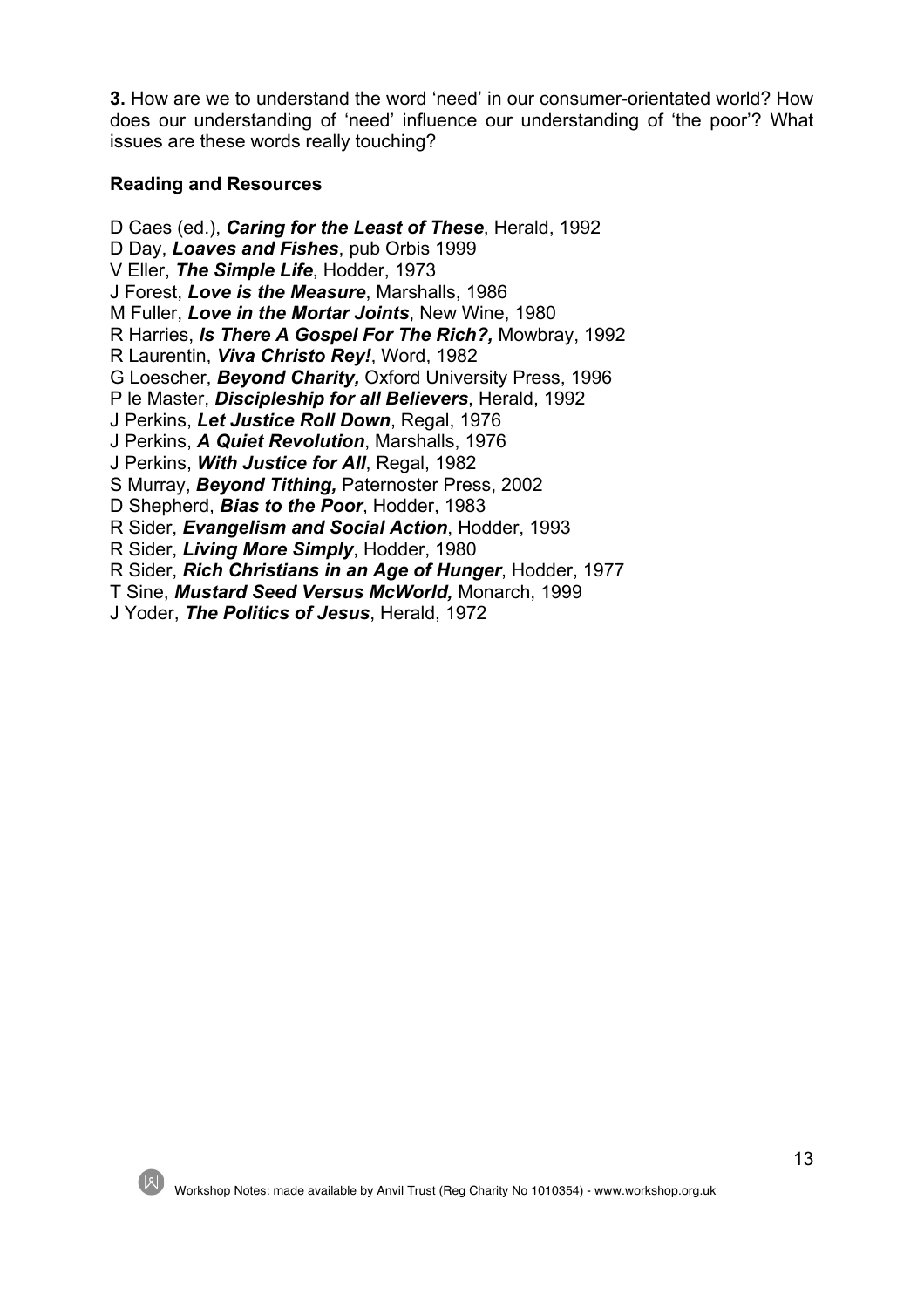**3.** How are we to understand the word 'need' in our consumer-orientated world? How does our understanding of 'need' influence our understanding of 'the poor'? What issues are these words really touching?

**Reading and Resources**

D Caes (ed.), ***Caring for the Least of These***, Herald, 1992
D Day, ***Loaves and Fishes***, pub Orbis 1999
V Eller, ***The Simple Life***, Hodder, 1973
J Forest, ***Love is the Measure***, Marshalls, 1986
M Fuller, ***Love in the Mortar Joints***, New Wine, 1980
R Harries, ***Is There A Gospel For The Rich?,*** Mowbray, 1992
R Laurentin, ***Viva Christo Rey!***, Word, 1982
G Loescher, ***Beyond Charity,*** Oxford University Press, 1996
P le Master, ***Discipleship for all Believers***, Herald, 1992
J Perkins, ***Let Justice Roll Down***, Regal, 1976
J Perkins, ***A Quiet Revolution***, Marshalls, 1976
J Perkins, ***With Justice for All***, Regal, 1982
S Murray, ***Beyond Tithing,*** Paternoster Press, 2002
D Shepherd, ***Bias to the Poor***, Hodder, 1983
R Sider, ***Evangelism and Social Action***, Hodder, 1993
R Sider, ***Living More Simply***, Hodder, 1980
R Sider, ***Rich Christians in an Age of Hunger***, Hodder, 1977
T Sine, ***Mustard Seed Versus McWorld,*** Monarch, 1999
J Yoder, ***The Politics of Jesus***, Herald, 1972

Workshop Notes: made available by Anvil Trust (Reg Charity No 1010354) - www.workshop.org.uk